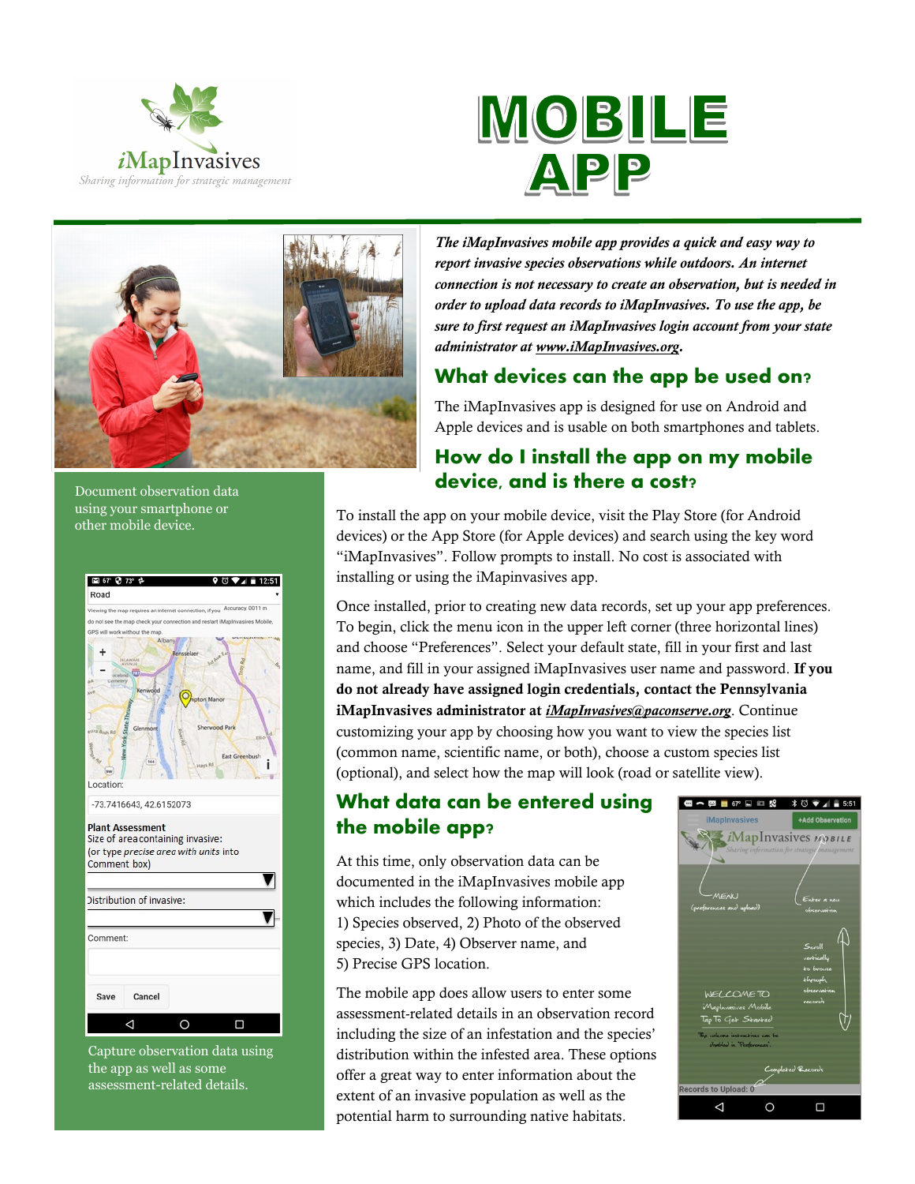iMapInvasives

*Sharing information for strategic management*

# MOBILE APP

***The iMapInvasives mobile app provides a quick and easy way to report invasive species observations while outdoors. An internet connection is not necessary to create an observation, but is needed in order to upload data records to iMapInvasives. To use the app, be sure to first request an iMapInvasives login account from your state administrator at www.iMapInvasives.org.***

Document observation data using your smartphone or other mobile device.

## What devices can the app be used on?

The iMapInvasives app is designed for use on Android and Apple devices and is usable on both smartphones and tablets.

## How do I install the app on my mobile device, and is there a cost?

To install the app on your mobile device, visit the Play Store (for Android devices) or the App Store (for Apple devices) and search using the key word "iMapInvasives". Follow prompts to install. No cost is associated with installing or using the iMapinvasives app.

Once installed, prior to creating new data records, set up your app preferences. To begin, click the menu icon in the upper left corner (three horizontal lines) and choose "Preferences". Select your default state, fill in your first and last name, and fill in your assigned iMapInvasives user name and password. **If you do not already have assigned login credentials, contact the Pennsylvania iMapInvasives administrator at *iMapInvasives@paconserve.org*.** Continue customizing your app by choosing how you want to view the species list (common name, scientific name, or both), choose a custom species list (optional), and select how the map will look (road or satellite view).

Capture observation data using the app as well as some assessment-related details.

## What data can be entered using the mobile app?

At this time, only observation data can be documented in the iMapInvasives mobile app which includes the following information:
1) Species observed, 2) Photo of the observed species, 3) Date, 4) Observer name, and
5) Precise GPS location.

The mobile app does allow users to enter some assessment-related details in an observation record including the size of an infestation and the species' distribution within the infested area. These options offer a great way to enter information about the extent of an invasive population as well as the potential harm to surrounding native habitats.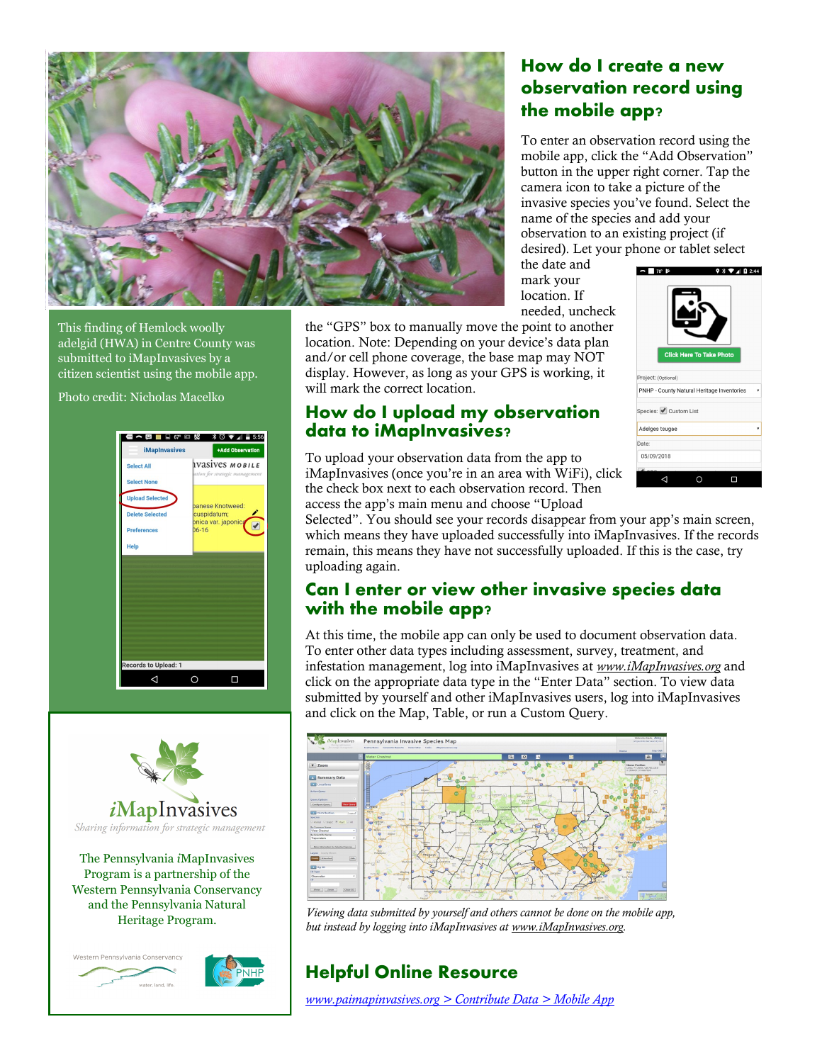## How do I create a new observation record using the mobile app?

To enter an observation record using the mobile app, click the "Add Observation" button in the upper right corner. Tap the camera icon to take a picture of the invasive species you've found. Select the name of the species and add your observation to an existing project (if desired). Let your phone or tablet select the date and mark your location. If needed, uncheck the "GPS" box to manually move the point to another location. Note: Depending on your device's data plan and/or cell phone coverage, the base map may NOT display. However, as long as your GPS is working, it will mark the correct location.

This finding of Hemlock woolly adelgid (HWA) in Centre County was submitted to iMapInvasives by a citizen scientist using the mobile app.

Photo credit: Nicholas Macelko

## How do I upload my observation data to iMapInvasives?

To upload your observation data from the app to iMapInvasives (once you're in an area with WiFi), click the check box next to each observation record. Then access the app's main menu and choose "Upload Selected". You should see your records disappear from your app's main screen, which means they have uploaded successfully into iMapInvasives. If the records remain, this means they have not successfully uploaded. If this is the case, try uploading again.

## Can I enter or view other invasive species data with the mobile app?

At this time, the mobile app can only be used to document observation data. To enter other data types including assessment, survey, treatment, and infestation management, log into iMapInvasives at *www.iMapInvasives.org* and click on the appropriate data type in the "Enter Data" section. To view data submitted by yourself and other iMapInvasives users, log into iMapInvasives and click on the Map, Table, or run a Custom Query.

*Viewing data submitted by yourself and others cannot be done on the mobile app, but instead by logging into iMapInvasives at www.iMapInvasives.org.*

*i*MapInvasives

*Sharing information for strategic management*

The Pennsylvania *i*MapInvasives Program is a partnership of the Western Pennsylvania Conservancy and the Pennsylvania Natural Heritage Program.

## Helpful Online Resource

*www.paimapinvasives.org > Contribute Data > Mobile App*